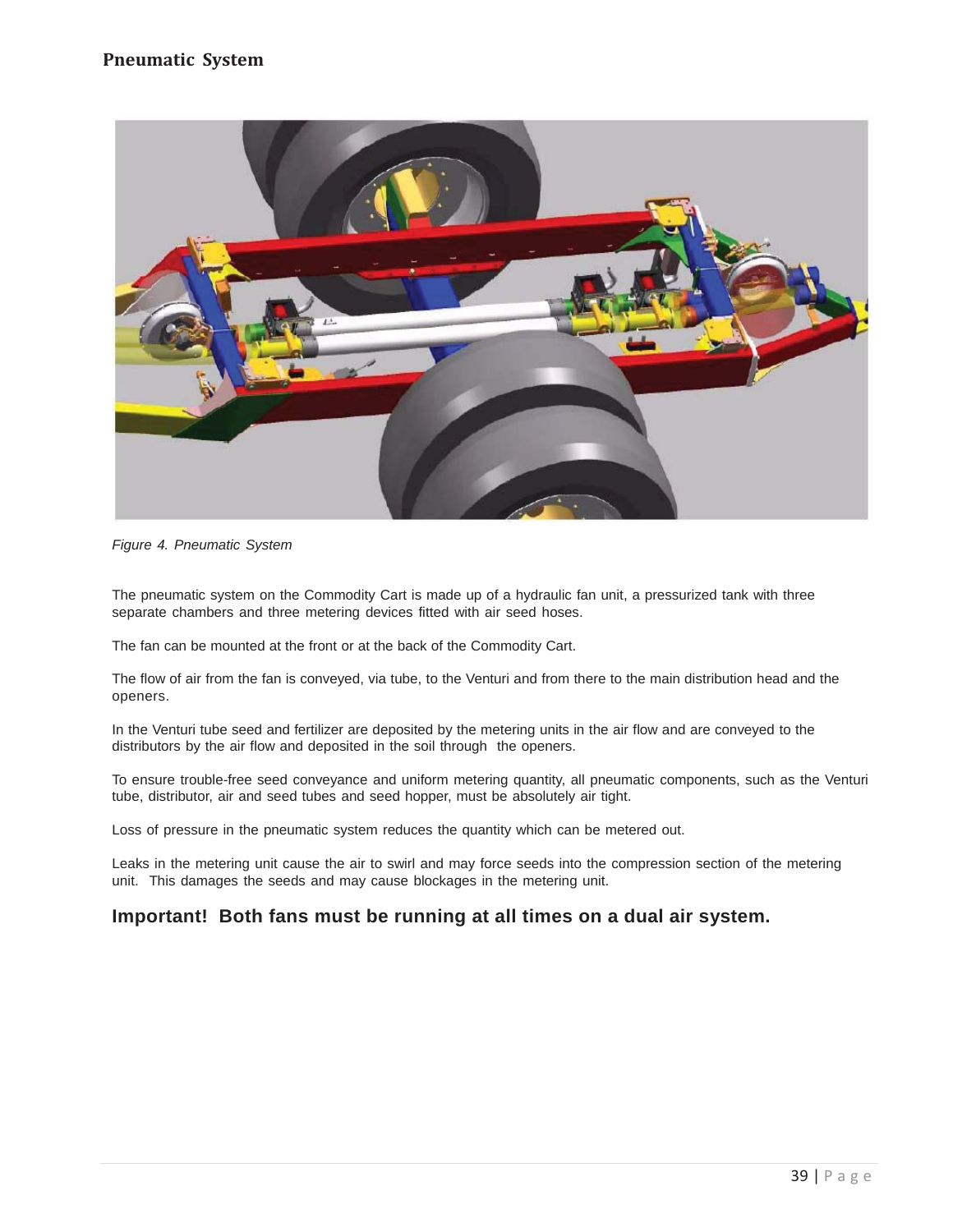# Pneumatic System

Figure 4. Pneumatic System

The pneumatic system on the Commodity Cart is made up of a hydraulic fan unit, a pressurized tank with three separate chambers and three metering devices fitted with air seed hoses.

The fan can be mounted at the front or at the back of the Commodity Cart.

The flow of air from the fan is conveyed, via tube, to the Venturi and from there to the main distribution head and the openers.

In the Venturi tube seed and fertilizer are deposited by the metering units in the air flow and are conveyed to the distributors by the air flow and deposited in the soil through the openers.

To ensure trouble-free seed conveyance and uniform metering quantity, all pneumatic components, such as the Venturi tube, distributor, air and seed tubes and seed hopper, must be absolutely air tight.

Loss of pressure in the pneumatic system reduces the quantity which can be metered out.

Leaks in the metering unit cause the air to swirl and may force seeds into the compression section of the metering unit. This damages the seeds and may cause blockages in the metering unit.

**Important! Both fans must be running at all times on a dual air system.**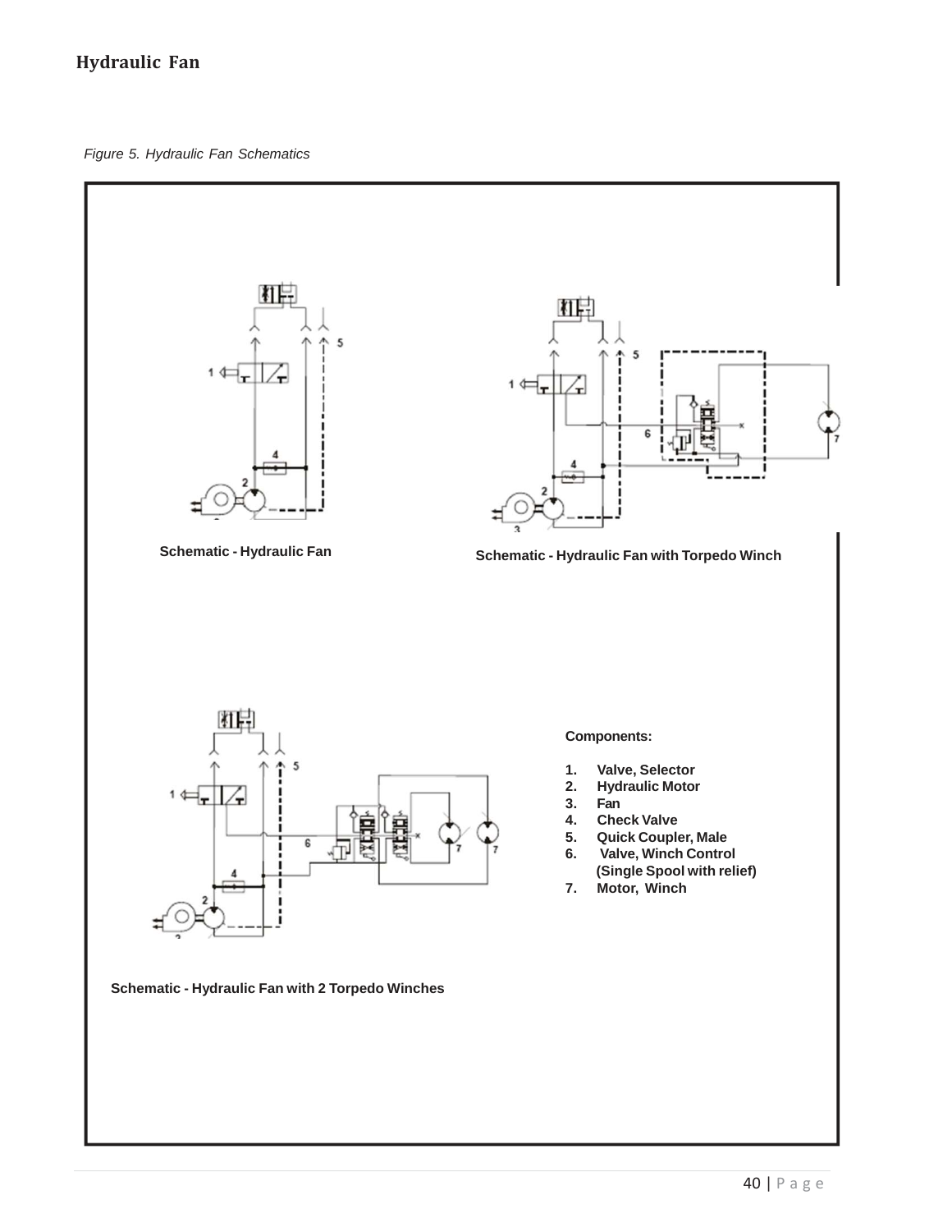## Hydraulic Fan

*Figure 5. Hydraulic Fan Schematics*

**Schematic - Hydraulic Fan**

**Schematic - Hydraulic Fan with Torpedo Winch**

**Schematic - Hydraulic Fan with 2 Torpedo Winches**

**Components:**

1. **Valve, Selector**
2. **Hydraulic Motor**
3. **Fan**
4. **Check Valve**
5. **Quick Coupler, Male**
6. **Valve, Winch Control (Single Spool with relief)**
7. **Motor, Winch**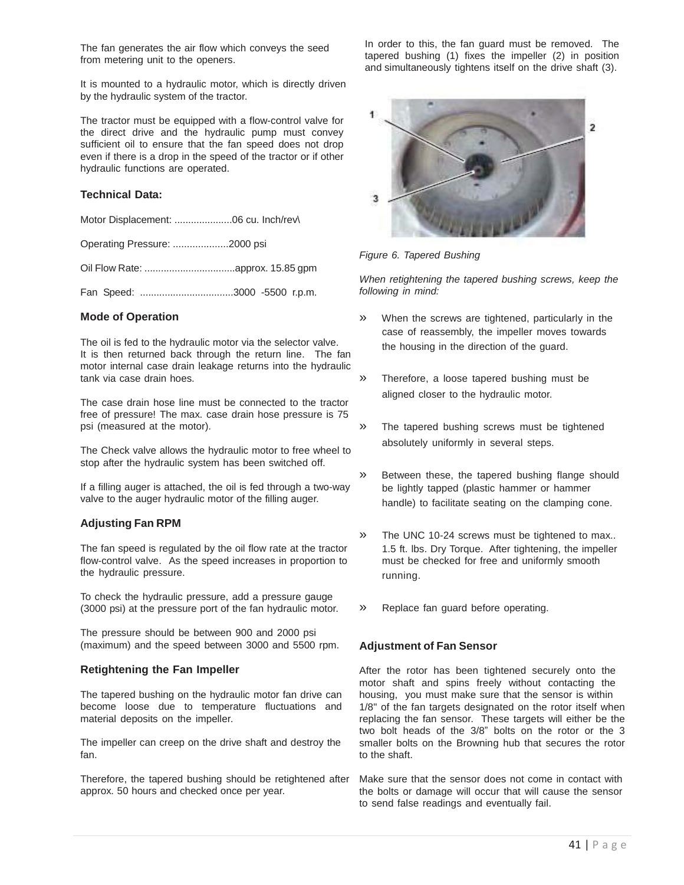The fan generates the air flow which conveys the seed from metering unit to the openers.

It is mounted to a hydraulic motor, which is directly driven by the hydraulic system of the tractor.

The tractor must be equipped with a flow-control valve for the direct drive and the hydraulic pump must convey sufficient oil to ensure that the fan speed does not drop even if there is a drop in the speed of the tractor or if other hydraulic functions are operated.

### Technical Data:

Motor Displacement: .....................06 cu. Inch/rev\

Operating Pressure: ....................2000 psi

Oil Flow Rate: .................................approx. 15.85 gpm

Fan Speed: ..................................3000 -5500 r.p.m.

### Mode of Operation

The oil is fed to the hydraulic motor via the selector valve. It is then returned back through the return line. The fan motor internal case drain leakage returns into the hydraulic tank via case drain hoes.

The case drain hose line must be connected to the tractor free of pressure! The max. case drain hose pressure is 75 psi (measured at the motor).

The Check valve allows the hydraulic motor to free wheel to stop after the hydraulic system has been switched off.

If a filling auger is attached, the oil is fed through a two-way valve to the auger hydraulic motor of the filling auger.

### Adjusting Fan RPM

The fan speed is regulated by the oil flow rate at the tractor flow-control valve. As the speed increases in proportion to the hydraulic pressure.

To check the hydraulic pressure, add a pressure gauge (3000 psi) at the pressure port of the fan hydraulic motor.

The pressure should be between 900 and 2000 psi (maximum) and the speed between 3000 and 5500 rpm.

### Retightening the Fan Impeller

The tapered bushing on the hydraulic motor fan drive can become loose due to temperature fluctuations and material deposits on the impeller.

The impeller can creep on the drive shaft and destroy the fan.

Therefore, the tapered bushing should be retightened after approx. 50 hours and checked once per year.

In order to this, the fan guard must be removed. The tapered bushing (1) fixes the impeller (2) in position and simultaneously tightens itself on the drive shaft (3).

*Figure 6. Tapered Bushing*

*When retightening the tapered bushing screws, keep the following in mind:*

- When the screws are tightened, particularly in the case of reassembly, the impeller moves towards the housing in the direction of the guard.
- Therefore, a loose tapered bushing must be aligned closer to the hydraulic motor.
- The tapered bushing screws must be tightened absolutely uniformly in several steps.
- Between these, the tapered bushing flange should be lightly tapped (plastic hammer or hammer handle) to facilitate seating on the clamping cone.
- The UNC 10-24 screws must be tightened to max.. 1.5 ft. lbs. Dry Torque. After tightening, the impeller must be checked for free and uniformly smooth running.
- Replace fan guard before operating.

### Adjustment of Fan Sensor

After the rotor has been tightened securely onto the motor shaft and spins freely without contacting the housing, you must make sure that the sensor is within 1/8" of the fan targets designated on the rotor itself when replacing the fan sensor. These targets will either be the two bolt heads of the 3/8" bolts on the rotor or the 3 smaller bolts on the Browning hub that secures the rotor to the shaft.

Make sure that the sensor does not come in contact with the bolts or damage will occur that will cause the sensor to send false readings and eventually fail.